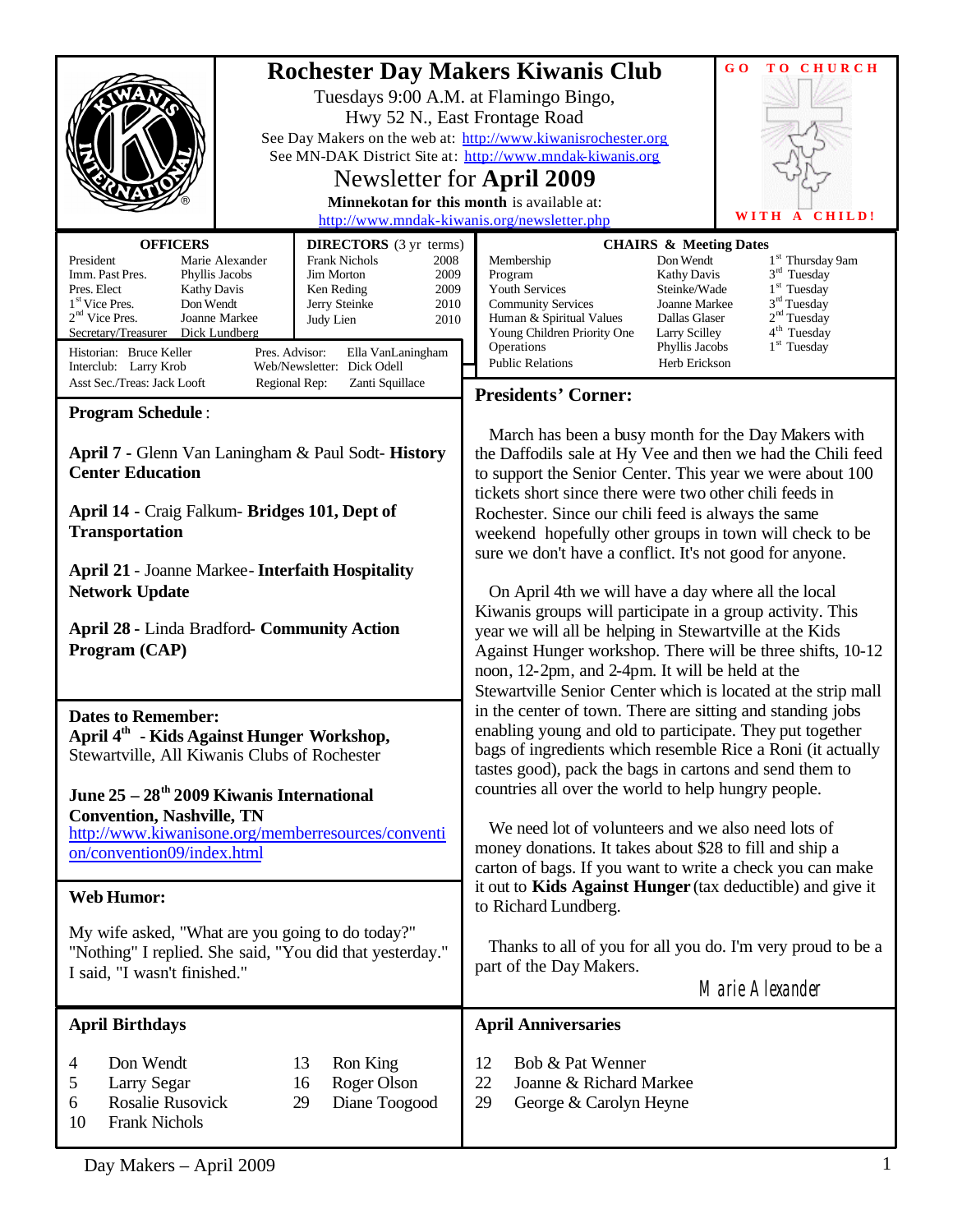# Rochester Day Makers Kiwanis Club

Tuesdays 9:00 A.M. at Flamingo Bingo,
Hwy 52 N., East Frontage Road

See Day Makers on the web at: http://www.kiwanisrochester.org
See MN-DAK District Site at: http://www.mndak-kiwanis.org

## Newsletter for April 2009

**Minnekotan for this month** is available at:
http://www.mndak-kiwanis.org/newsletter.php

GO TO CHURCH WITH A CHILD!

| OFFICERS | |
|---|---|
| President | Marie Alexander |
| Imm. Past Pres. | Phyllis Jacobs |
| Pres. Elect | Kathy Davis |
| 1st Vice Pres. | Don Wendt |
| 2nd Vice Pres. | Joanne Markee |
| Secretary/Treasurer | Dick Lundberg |

| DIRECTORS (3 yr terms) | |
|---|---|
| Frank Nichols | 2008 |
| Jim Morton | 2009 |
| Ken Reding | 2009 |
| Jerry Steinke | 2010 |
| Judy Lien | 2010 |

Historian: Bruce Keller
Interclub: Larry Krob
Asst Sec./Treas: Jack Looft
Pres. Advisor: Ella VanLaningham
Web/Newsletter: Dick Odell
Regional Rep: Zanti Squillace

| CHAIRS & Meeting Dates | | |
|---|---|---|
| Membership | Don Wendt | 1st Thursday 9am |
| Program | Kathy Davis | 3rd Tuesday |
| Youth Services | Steinke/Wade | 1st Tuesday |
| Community Services | Joanne Markee | 3rd Tuesday |
| Human & Spiritual Values | Dallas Glaser | 2nd Tuesday |
| Young Children Priority One | Larry Scilley | 4th Tuesday |
| Operations | Phyllis Jacobs | 1st Tuesday |
| Public Relations | Herb Erickson | |

### Program Schedule:

**April 7** - Glenn Van Laningham & Paul Sodt- **History Center Education**

**April 14** - Craig Falkum- **Bridges 101, Dept of Transportation**

**April 21** - Joanne Markee- **Interfaith Hospitality Network Update**

**April 28** - Linda Bradford- **Community Action Program (CAP)**

### Dates to Remember:

**April 4th - Kids Against Hunger Workshop,** Stewartville, All Kiwanis Clubs of Rochester

**June 25 – 28th 2009 Kiwanis International Convention, Nashville, TN**
http://www.kiwanisone.org/memberresources/convention/convention09/index.html

### Web Humor:

My wife asked, "What are you going to do today?" "Nothing" I replied. She said, "You did that yesterday." I said, "I wasn't finished."

### Presidents' Corner:

March has been a busy month for the Day Makers with the Daffodils sale at Hy Vee and then we had the Chili feed to support the Senior Center. This year we were about 100 tickets short since there were two other chili feeds in Rochester. Since our chili feed is always the same weekend hopefully other groups in town will check to be sure we don't have a conflict. It's not good for anyone.

On April 4th we will have a day where all the local Kiwanis groups will participate in a group activity. This year we will all be helping in Stewartville at the Kids Against Hunger workshop. There will be three shifts, 10-12 noon, 12-2pm, and 2-4pm. It will be held at the Stewartville Senior Center which is located at the strip mall in the center of town. There are sitting and standing jobs enabling young and old to participate. They put together bags of ingredients which resemble Rice a Roni (it actually tastes good), pack the bags in cartons and send them to countries all over the world to help hungry people.

We need lot of volunteers and we also need lots of money donations. It takes about $28 to fill and ship a carton of bags. If you want to write a check you can make it out to **Kids Against Hunger** (tax deductible) and give it to Richard Lundberg.

Thanks to all of you for all you do. I'm very proud to be a part of the Day Makers.

Marie Alexander

### April Birthdays

| | |
|---|---|
| 4 | Don Wendt |
| 5 | Larry Segar |
| 6 | Rosalie Rusovick |
| 10 | Frank Nichols |
| 13 | Ron King |
| 16 | Roger Olson |
| 29 | Diane Toogood |

### April Anniversaries

| | |
|---|---|
| 12 | Bob & Pat Wenner |
| 22 | Joanne & Richard Markee |
| 29 | George & Carolyn Heyne |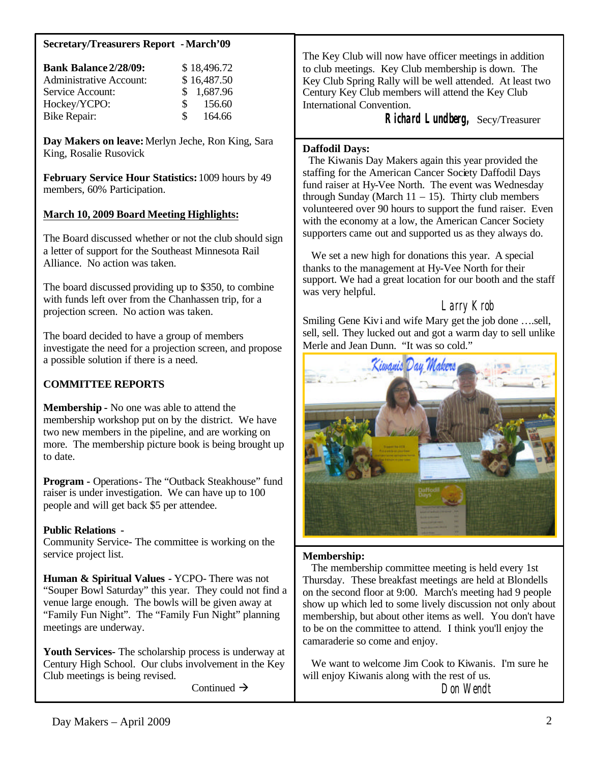**Secretary/Treasurers Report - March'09**

| | |
|---|---|
| **Bank Balance 2/28/09:** | $ 18,496.72 |
| Administrative Account: | $ 16,487.50 |
| Service Account: | $ 1,687.96 |
| Hockey/YCPO: | $ 156.60 |
| Bike Repair: | $ 164.66 |

**Day Makers on leave:** Merlyn Jeche, Ron King, Sara King, Rosalie Rusovick

**February Service Hour Statistics:** 1009 hours by 49 members, 60% Participation.

**March 10, 2009 Board Meeting Highlights:**

The Board discussed whether or not the club should sign a letter of support for the Southeast Minnesota Rail Alliance. No action was taken.

The board discussed providing up to $350, to combine with funds left over from the Chanhassen trip, for a projection screen. No action was taken.

The board decided to have a group of members investigate the need for a projection screen, and propose a possible solution if there is a need.

**COMMITTEE REPORTS**

**Membership** - No one was able to attend the membership workshop put on by the district. We have two new members in the pipeline, and are working on more. The membership picture book is being brought up to date.

**Program** - Operations- The "Outback Steakhouse" fund raiser is under investigation. We can have up to 100 people and will get back $5 per attendee.

**Public Relations** -
Community Service- The committee is working on the service project list.

**Human & Spiritual Values** - YCPO- There was not "Souper Bowl Saturday" this year. They could not find a venue large enough. The bowls will be given away at "Family Fun Night". The "Family Fun Night" planning meetings are underway.

**Youth Services**- The scholarship process is underway at Century High School. Our clubs involvement in the Key Club meetings is being revised.

Continued →

The Key Club will now have officer meetings in addition to club meetings. Key Club membership is down. The Key Club Spring Rally will be well attended. At least two Century Key Club members will attend the Key Club International Convention.

**Richard Lundberg,** Secy/Treasurer

**Daffodil Days:**

The Kiwanis Day Makers again this year provided the staffing for the American Cancer Society Daffodil Days fund raiser at Hy-Vee North. The event was Wednesday through Sunday (March 11 – 15). Thirty club members volunteered over 90 hours to support the fund raiser. Even with the economy at a low, the American Cancer Society supporters came out and supported us as they always do.

We set a new high for donations this year. A special thanks to the management at Hy-Vee North for their support. We had a great location for our booth and the staff was very helpful.

Larry Krob

Smiling Gene Kivi and wife Mary get the job done ….sell, sell, sell. They lucked out and got a warm day to sell unlike Merle and Jean Dunn. "It was so cold."

**Membership:**

The membership committee meeting is held every 1st Thursday. These breakfast meetings are held at Blondells on the second floor at 9:00. March's meeting had 9 people show up which led to some lively discussion not only about membership, but about other items as well. You don't have to be on the committee to attend. I think you'll enjoy the camaraderie so come and enjoy.

We want to welcome Jim Cook to Kiwanis. I'm sure he will enjoy Kiwanis along with the rest of us.

Don Wendt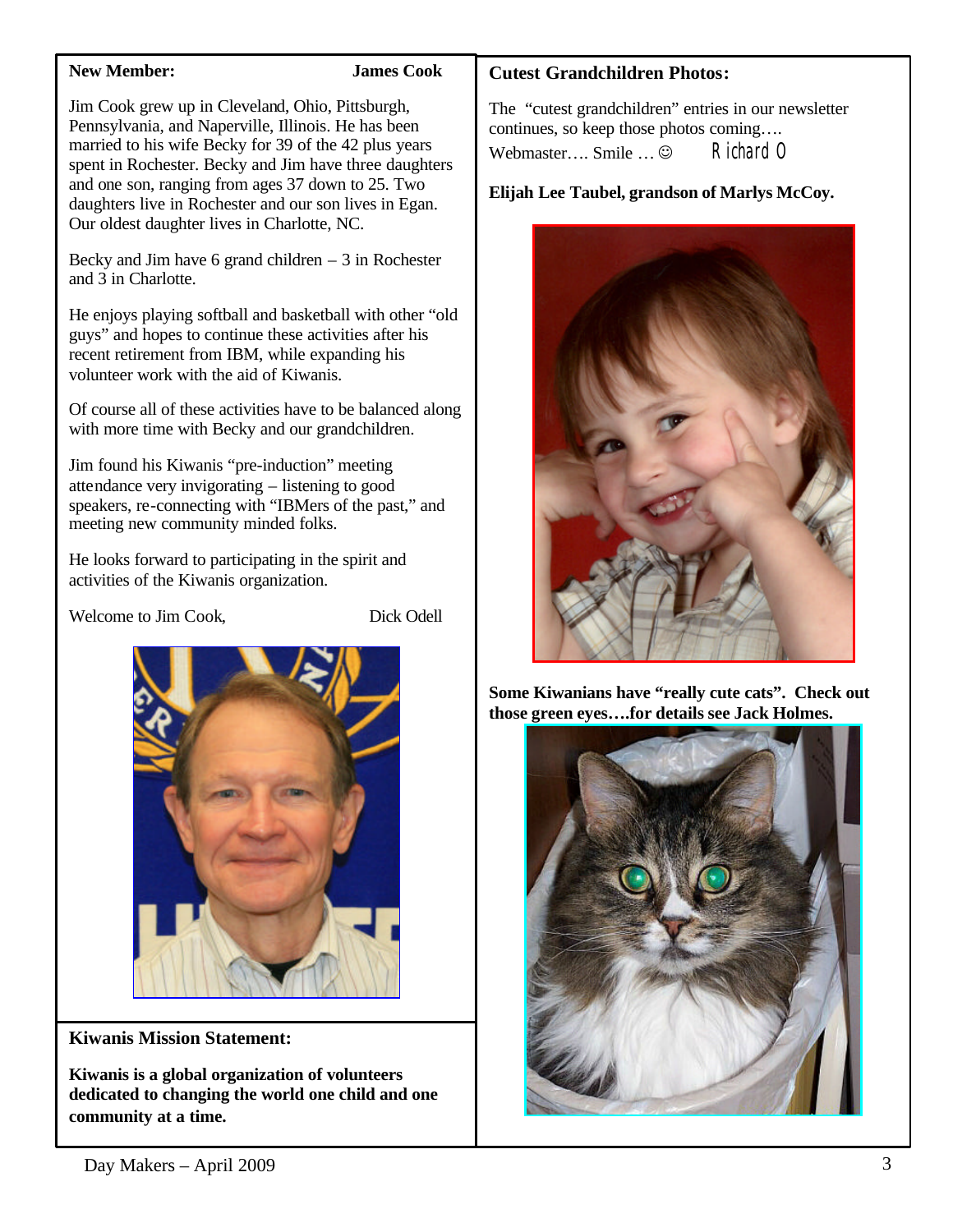**New Member:** **James Cook**

Jim Cook grew up in Cleveland, Ohio, Pittsburgh, Pennsylvania, and Naperville, Illinois. He has been married to his wife Becky for 39 of the 42 plus years spent in Rochester. Becky and Jim have three daughters and one son, ranging from ages 37 down to 25. Two daughters live in Rochester and our son lives in Egan. Our oldest daughter lives in Charlotte, NC.

Becky and Jim have 6 grand children – 3 in Rochester and 3 in Charlotte.

He enjoys playing softball and basketball with other "old guys" and hopes to continue these activities after his recent retirement from IBM, while expanding his volunteer work with the aid of Kiwanis.

Of course all of these activities have to be balanced along with more time with Becky and our grandchildren.

Jim found his Kiwanis "pre-induction" meeting attendance very invigorating – listening to good speakers, re-connecting with "IBMers of the past," and meeting new community minded folks.

He looks forward to participating in the spirit and activities of the Kiwanis organization.

Welcome to Jim Cook, Dick Odell

## Kiwanis Mission Statement:

**Kiwanis is a global organization of volunteers dedicated to changing the world one child and one community at a time.**

## Cutest Grandchildren Photos:

The "cutest grandchildren" entries in our newsletter continues, so keep those photos coming….

Webmaster…. Smile … ☺ Richard O

**Elijah Lee Taubel, grandson of Marlys McCoy.**

**Some Kiwanians have "really cute cats". Check out those green eyes….for details see Jack Holmes.**